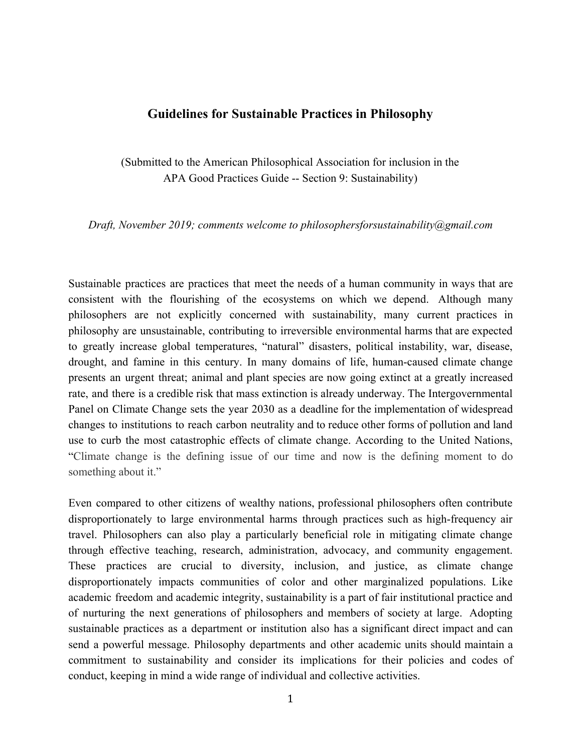# Guidelines for Sustainable Practices in Philosophy

(Submitted to the American Philosophical Association for inclusion in the APA Good Practices Guide -- Section 9: Sustainability)

*Draft, November 2019; comments welcome to philosophersforsustainability@gmail.com*

Sustainable practices are practices that meet the needs of a human community in ways that are consistent with the flourishing of the ecosystems on which we depend. Although many philosophers are not explicitly concerned with sustainability, many current practices in philosophy are unsustainable, contributing to irreversible environmental harms that are expected to greatly increase global temperatures, "natural" disasters, political instability, war, disease, drought, and famine in this century. In many domains of life, human-caused climate change presents an urgent threat; animal and plant species are now going extinct at a greatly increased rate, and there is a credible risk that mass extinction is already underway. The Intergovernmental Panel on Climate Change sets the year 2030 as a deadline for the implementation of widespread changes to institutions to reach carbon neutrality and to reduce other forms of pollution and land use to curb the most catastrophic effects of climate change. According to the United Nations, "Climate change is the defining issue of our time and now is the defining moment to do something about it."

Even compared to other citizens of wealthy nations, professional philosophers often contribute disproportionately to large environmental harms through practices such as high-frequency air travel. Philosophers can also play a particularly beneficial role in mitigating climate change through effective teaching, research, administration, advocacy, and community engagement. These practices are crucial to diversity, inclusion, and justice, as climate change disproportionately impacts communities of color and other marginalized populations. Like academic freedom and academic integrity, sustainability is a part of fair institutional practice and of nurturing the next generations of philosophers and members of society at large. Adopting sustainable practices as a department or institution also has a significant direct impact and can send a powerful message. Philosophy departments and other academic units should maintain a commitment to sustainability and consider its implications for their policies and codes of conduct, keeping in mind a wide range of individual and collective activities.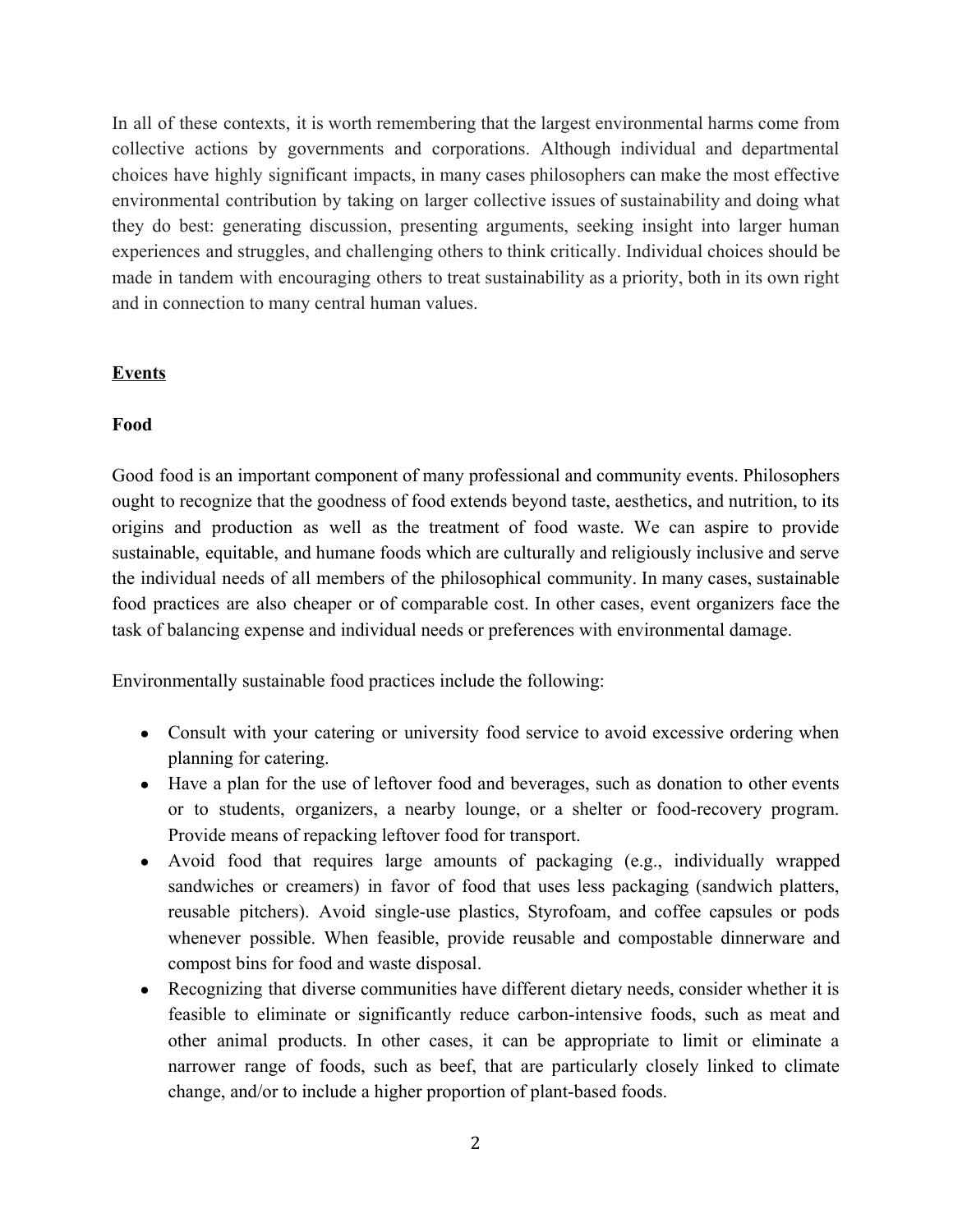In all of these contexts, it is worth remembering that the largest environmental harms come from collective actions by governments and corporations. Although individual and departmental choices have highly significant impacts, in many cases philosophers can make the most effective environmental contribution by taking on larger collective issues of sustainability and doing what they do best: generating discussion, presenting arguments, seeking insight into larger human experiences and struggles, and challenging others to think critically. Individual choices should be made in tandem with encouraging others to treat sustainability as a priority, both in its own right and in connection to many central human values.

## Events

### Food

Good food is an important component of many professional and community events. Philosophers ought to recognize that the goodness of food extends beyond taste, aesthetics, and nutrition, to its origins and production as well as the treatment of food waste. We can aspire to provide sustainable, equitable, and humane foods which are culturally and religiously inclusive and serve the individual needs of all members of the philosophical community. In many cases, sustainable food practices are also cheaper or of comparable cost. In other cases, event organizers face the task of balancing expense and individual needs or preferences with environmental damage.

Environmentally sustainable food practices include the following:

- Consult with your catering or university food service to avoid excessive ordering when planning for catering.
- Have a plan for the use of leftover food and beverages, such as donation to other events or to students, organizers, a nearby lounge, or a shelter or food-recovery program. Provide means of repacking leftover food for transport.
- Avoid food that requires large amounts of packaging (e.g., individually wrapped sandwiches or creamers) in favor of food that uses less packaging (sandwich platters, reusable pitchers). Avoid single-use plastics, Styrofoam, and coffee capsules or pods whenever possible. When feasible, provide reusable and compostable dinnerware and compost bins for food and waste disposal.
- Recognizing that diverse communities have different dietary needs, consider whether it is feasible to eliminate or significantly reduce carbon-intensive foods, such as meat and other animal products. In other cases, it can be appropriate to limit or eliminate a narrower range of foods, such as beef, that are particularly closely linked to climate change, and/or to include a higher proportion of plant-based foods.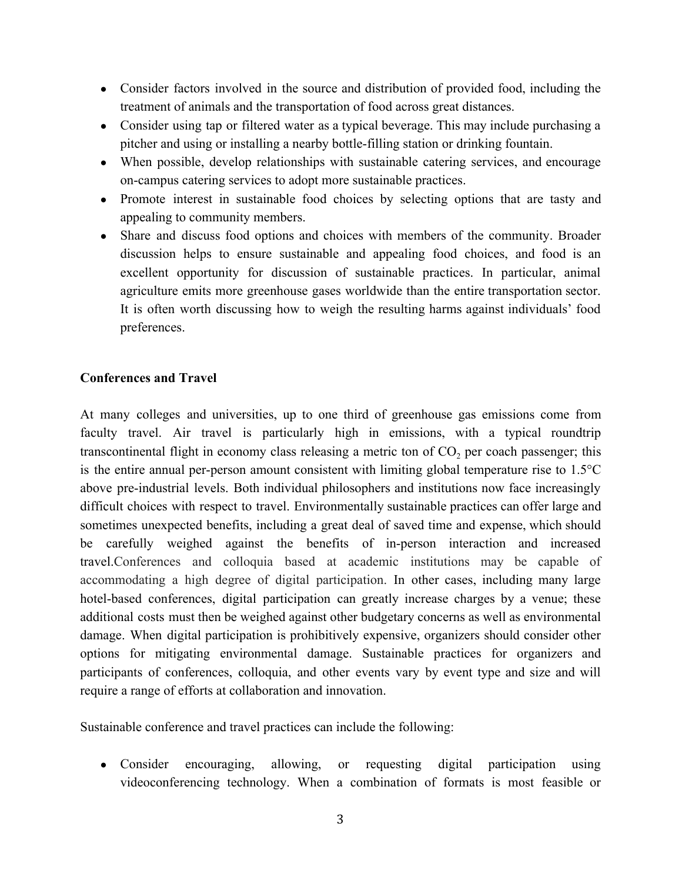- Consider factors involved in the source and distribution of provided food, including the treatment of animals and the transportation of food across great distances.
- Consider using tap or filtered water as a typical beverage. This may include purchasing a pitcher and using or installing a nearby bottle-filling station or drinking fountain.
- When possible, develop relationships with sustainable catering services, and encourage on-campus catering services to adopt more sustainable practices.
- Promote interest in sustainable food choices by selecting options that are tasty and appealing to community members.
- Share and discuss food options and choices with members of the community. Broader discussion helps to ensure sustainable and appealing food choices, and food is an excellent opportunity for discussion of sustainable practices. In particular, animal agriculture emits more greenhouse gases worldwide than the entire transportation sector. It is often worth discussing how to weigh the resulting harms against individuals' food preferences.

**Conferences and Travel**

At many colleges and universities, up to one third of greenhouse gas emissions come from faculty travel. Air travel is particularly high in emissions, with a typical roundtrip transcontinental flight in economy class releasing a metric ton of $CO_2$ per coach passenger; this is the entire annual per-person amount consistent with limiting global temperature rise to 1.5°C above pre-industrial levels. Both individual philosophers and institutions now face increasingly difficult choices with respect to travel. Environmentally sustainable practices can offer large and sometimes unexpected benefits, including a great deal of saved time and expense, which should be carefully weighed against the benefits of in-person interaction and increased travel.Conferences and colloquia based at academic institutions may be capable of accommodating a high degree of digital participation. In other cases, including many large hotel-based conferences, digital participation can greatly increase charges by a venue; these additional costs must then be weighed against other budgetary concerns as well as environmental damage. When digital participation is prohibitively expensive, organizers should consider other options for mitigating environmental damage. Sustainable practices for organizers and participants of conferences, colloquia, and other events vary by event type and size and will require a range of efforts at collaboration and innovation.

Sustainable conference and travel practices can include the following:

- Consider encouraging, allowing, or requesting digital participation using videoconferencing technology. When a combination of formats is most feasible or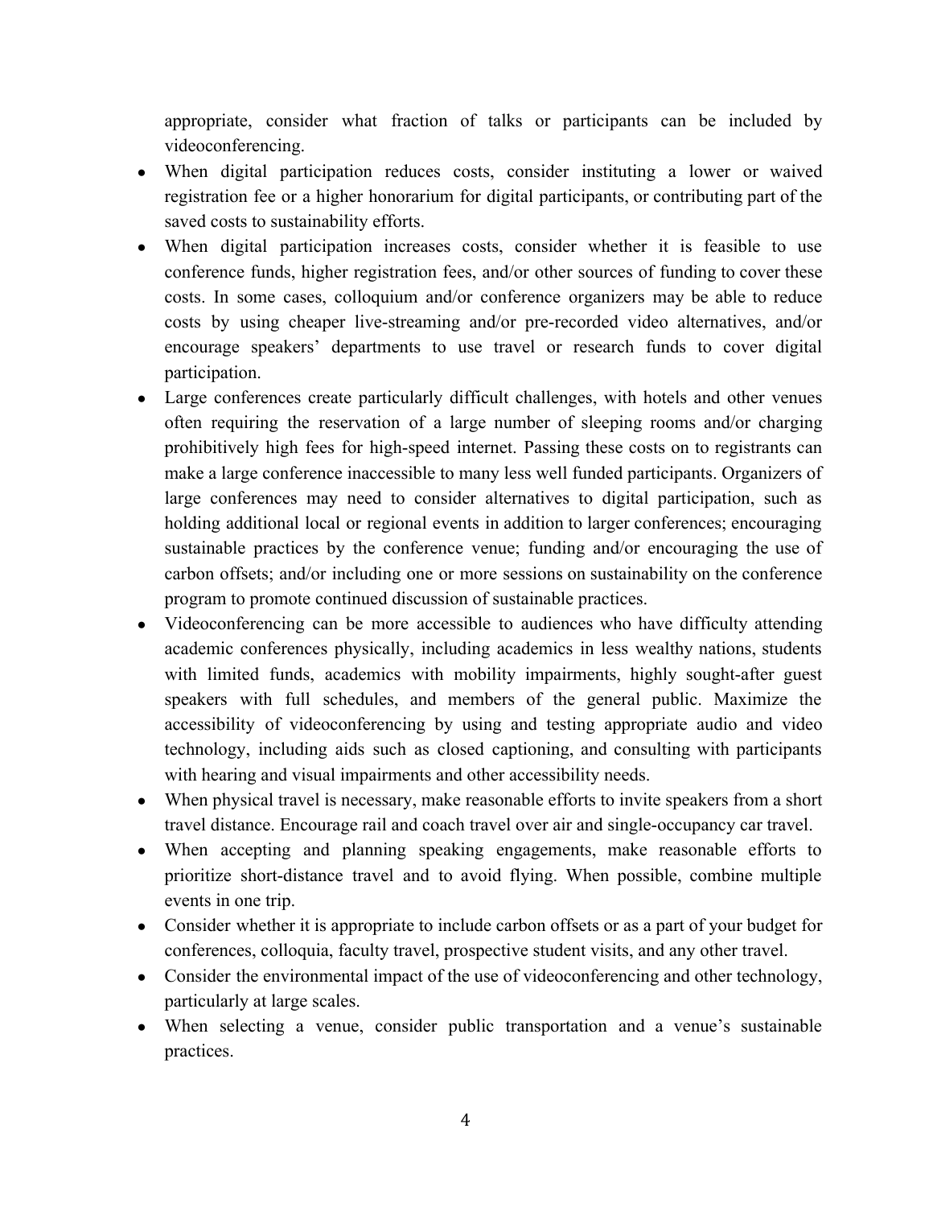appropriate, consider what fraction of talks or participants can be included by videoconferencing.

- When digital participation reduces costs, consider instituting a lower or waived registration fee or a higher honorarium for digital participants, or contributing part of the saved costs to sustainability efforts.
- When digital participation increases costs, consider whether it is feasible to use conference funds, higher registration fees, and/or other sources of funding to cover these costs. In some cases, colloquium and/or conference organizers may be able to reduce costs by using cheaper live-streaming and/or pre-recorded video alternatives, and/or encourage speakers' departments to use travel or research funds to cover digital participation.
- Large conferences create particularly difficult challenges, with hotels and other venues often requiring the reservation of a large number of sleeping rooms and/or charging prohibitively high fees for high-speed internet. Passing these costs on to registrants can make a large conference inaccessible to many less well funded participants. Organizers of large conferences may need to consider alternatives to digital participation, such as holding additional local or regional events in addition to larger conferences; encouraging sustainable practices by the conference venue; funding and/or encouraging the use of carbon offsets; and/or including one or more sessions on sustainability on the conference program to promote continued discussion of sustainable practices.
- Videoconferencing can be more accessible to audiences who have difficulty attending academic conferences physically, including academics in less wealthy nations, students with limited funds, academics with mobility impairments, highly sought-after guest speakers with full schedules, and members of the general public. Maximize the accessibility of videoconferencing by using and testing appropriate audio and video technology, including aids such as closed captioning, and consulting with participants with hearing and visual impairments and other accessibility needs.
- When physical travel is necessary, make reasonable efforts to invite speakers from a short travel distance. Encourage rail and coach travel over air and single-occupancy car travel.
- When accepting and planning speaking engagements, make reasonable efforts to prioritize short-distance travel and to avoid flying. When possible, combine multiple events in one trip.
- Consider whether it is appropriate to include carbon offsets or as a part of your budget for conferences, colloquia, faculty travel, prospective student visits, and any other travel.
- Consider the environmental impact of the use of videoconferencing and other technology, particularly at large scales.
- When selecting a venue, consider public transportation and a venue's sustainable practices.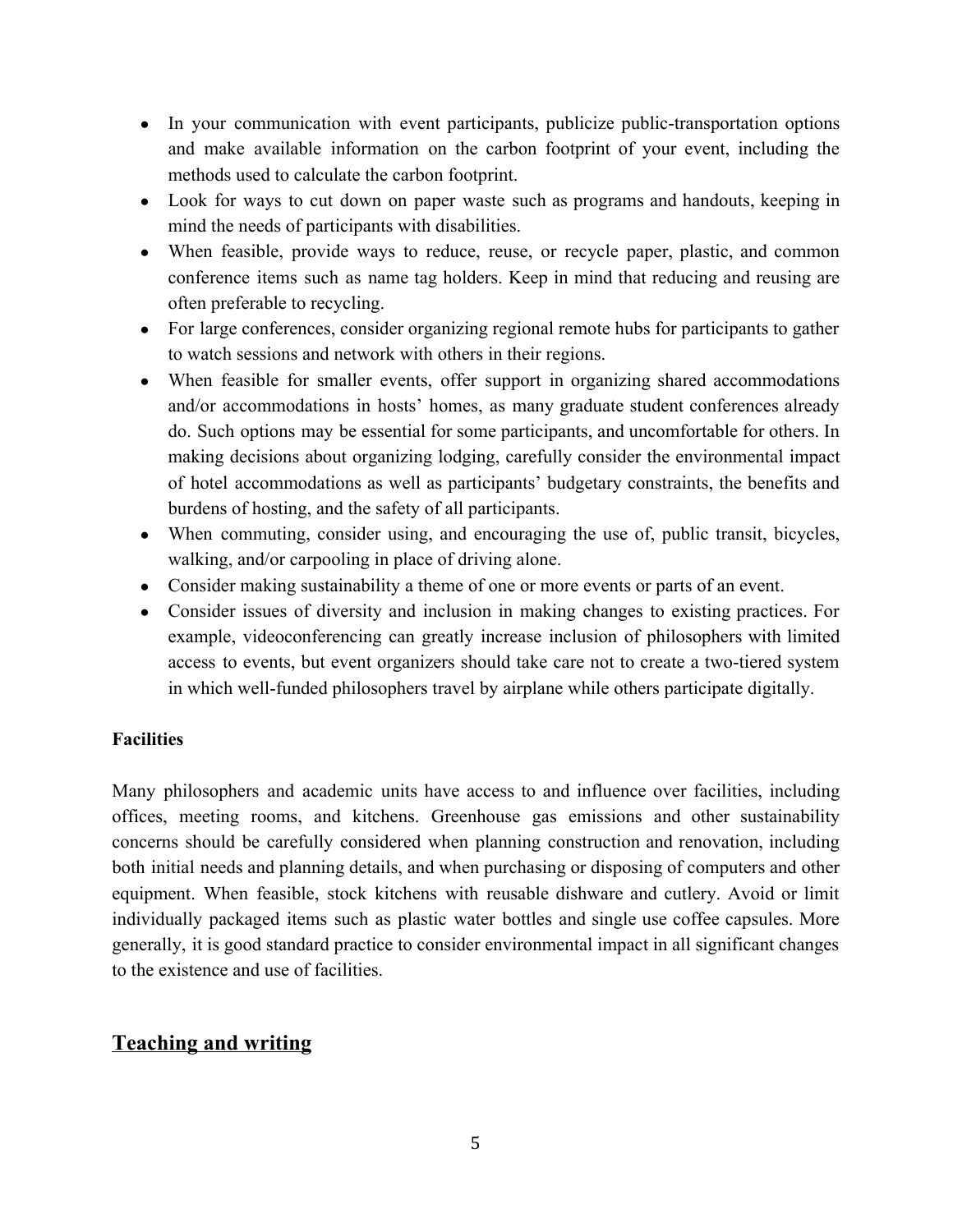- In your communication with event participants, publicize public-transportation options and make available information on the carbon footprint of your event, including the methods used to calculate the carbon footprint.
- Look for ways to cut down on paper waste such as programs and handouts, keeping in mind the needs of participants with disabilities.
- When feasible, provide ways to reduce, reuse, or recycle paper, plastic, and common conference items such as name tag holders. Keep in mind that reducing and reusing are often preferable to recycling.
- For large conferences, consider organizing regional remote hubs for participants to gather to watch sessions and network with others in their regions.
- When feasible for smaller events, offer support in organizing shared accommodations and/or accommodations in hosts' homes, as many graduate student conferences already do. Such options may be essential for some participants, and uncomfortable for others. In making decisions about organizing lodging, carefully consider the environmental impact of hotel accommodations as well as participants' budgetary constraints, the benefits and burdens of hosting, and the safety of all participants.
- When commuting, consider using, and encouraging the use of, public transit, bicycles, walking, and/or carpooling in place of driving alone.
- Consider making sustainability a theme of one or more events or parts of an event.
- Consider issues of diversity and inclusion in making changes to existing practices. For example, videoconferencing can greatly increase inclusion of philosophers with limited access to events, but event organizers should take care not to create a two-tiered system in which well-funded philosophers travel by airplane while others participate digitally.

**Facilities**

Many philosophers and academic units have access to and influence over facilities, including offices, meeting rooms, and kitchens. Greenhouse gas emissions and other sustainability concerns should be carefully considered when planning construction and renovation, including both initial needs and planning details, and when purchasing or disposing of computers and other equipment. When feasible, stock kitchens with reusable dishware and cutlery. Avoid or limit individually packaged items such as plastic water bottles and single use coffee capsules. More generally, it is good standard practice to consider environmental impact in all significant changes to the existence and use of facilities.

## Teaching and writing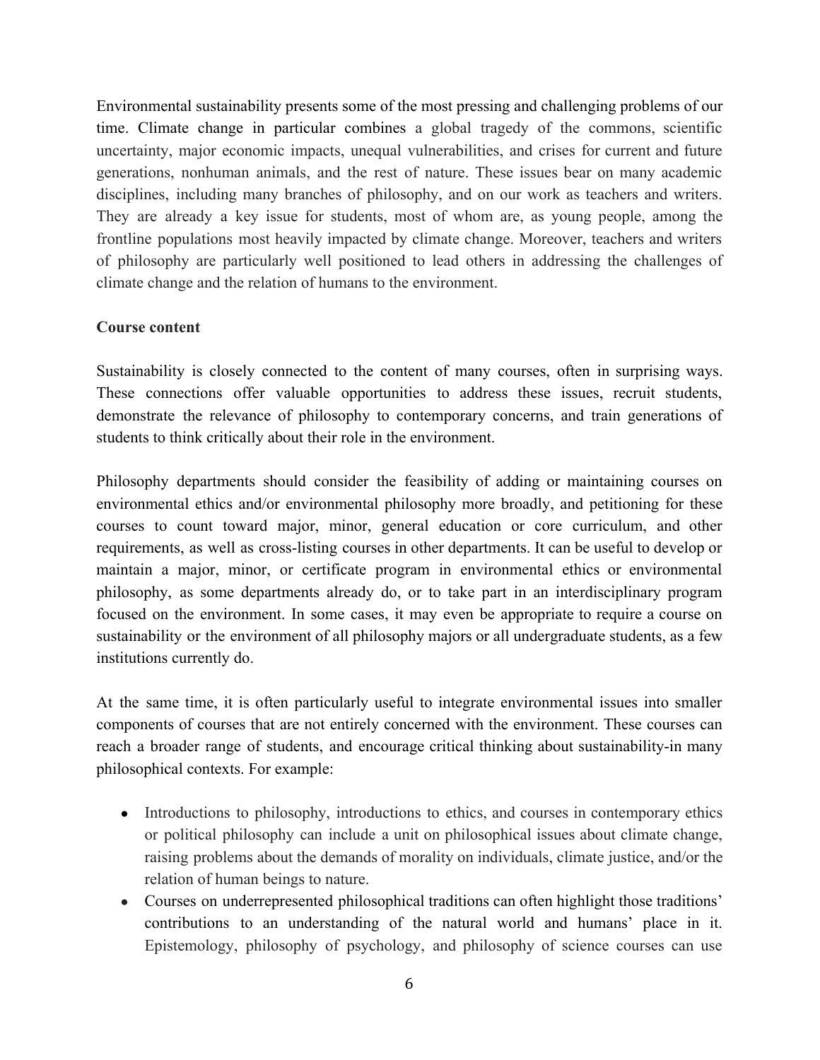Environmental sustainability presents some of the most pressing and challenging problems of our time. Climate change in particular combines a global tragedy of the commons, scientific uncertainty, major economic impacts, unequal vulnerabilities, and crises for current and future generations, nonhuman animals, and the rest of nature. These issues bear on many academic disciplines, including many branches of philosophy, and on our work as teachers and writers. They are already a key issue for students, most of whom are, as young people, among the frontline populations most heavily impacted by climate change. Moreover, teachers and writers of philosophy are particularly well positioned to lead others in addressing the challenges of climate change and the relation of humans to the environment.

**Course content**

Sustainability is closely connected to the content of many courses, often in surprising ways. These connections offer valuable opportunities to address these issues, recruit students, demonstrate the relevance of philosophy to contemporary concerns, and train generations of students to think critically about their role in the environment.

Philosophy departments should consider the feasibility of adding or maintaining courses on environmental ethics and/or environmental philosophy more broadly, and petitioning for these courses to count toward major, minor, general education or core curriculum, and other requirements, as well as cross-listing courses in other departments. It can be useful to develop or maintain a major, minor, or certificate program in environmental ethics or environmental philosophy, as some departments already do, or to take part in an interdisciplinary program focused on the environment. In some cases, it may even be appropriate to require a course on sustainability or the environment of all philosophy majors or all undergraduate students, as a few institutions currently do.

At the same time, it is often particularly useful to integrate environmental issues into smaller components of courses that are not entirely concerned with the environment. These courses can reach a broader range of students, and encourage critical thinking about sustainability-in many philosophical contexts. For example:

- Introductions to philosophy, introductions to ethics, and courses in contemporary ethics or political philosophy can include a unit on philosophical issues about climate change, raising problems about the demands of morality on individuals, climate justice, and/or the relation of human beings to nature.
- Courses on underrepresented philosophical traditions can often highlight those traditions' contributions to an understanding of the natural world and humans' place in it. Epistemology, philosophy of psychology, and philosophy of science courses can use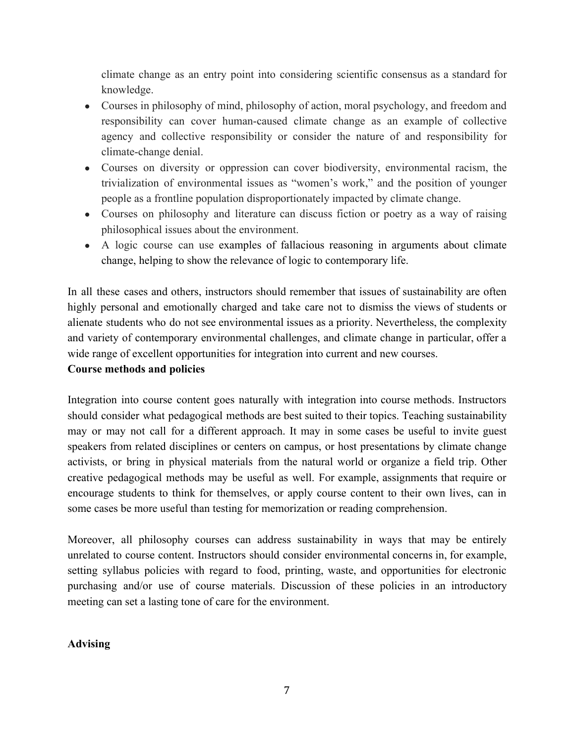climate change as an entry point into considering scientific consensus as a standard for knowledge.

- Courses in philosophy of mind, philosophy of action, moral psychology, and freedom and responsibility can cover human-caused climate change as an example of collective agency and collective responsibility or consider the nature of and responsibility for climate-change denial.
- Courses on diversity or oppression can cover biodiversity, environmental racism, the trivialization of environmental issues as "women's work," and the position of younger people as a frontline population disproportionately impacted by climate change.
- Courses on philosophy and literature can discuss fiction or poetry as a way of raising philosophical issues about the environment.
- A logic course can use examples of fallacious reasoning in arguments about climate change, helping to show the relevance of logic to contemporary life.

In all these cases and others, instructors should remember that issues of sustainability are often highly personal and emotionally charged and take care not to dismiss the views of students or alienate students who do not see environmental issues as a priority. Nevertheless, the complexity and variety of contemporary environmental challenges, and climate change in particular, offer a wide range of excellent opportunities for integration into current and new courses.

**Course methods and policies**

Integration into course content goes naturally with integration into course methods. Instructors should consider what pedagogical methods are best suited to their topics. Teaching sustainability may or may not call for a different approach. It may in some cases be useful to invite guest speakers from related disciplines or centers on campus, or host presentations by climate change activists, or bring in physical materials from the natural world or organize a field trip. Other creative pedagogical methods may be useful as well. For example, assignments that require or encourage students to think for themselves, or apply course content to their own lives, can in some cases be more useful than testing for memorization or reading comprehension.

Moreover, all philosophy courses can address sustainability in ways that may be entirely unrelated to course content. Instructors should consider environmental concerns in, for example, setting syllabus policies with regard to food, printing, waste, and opportunities for electronic purchasing and/or use of course materials. Discussion of these policies in an introductory meeting can set a lasting tone of care for the environment.

**Advising**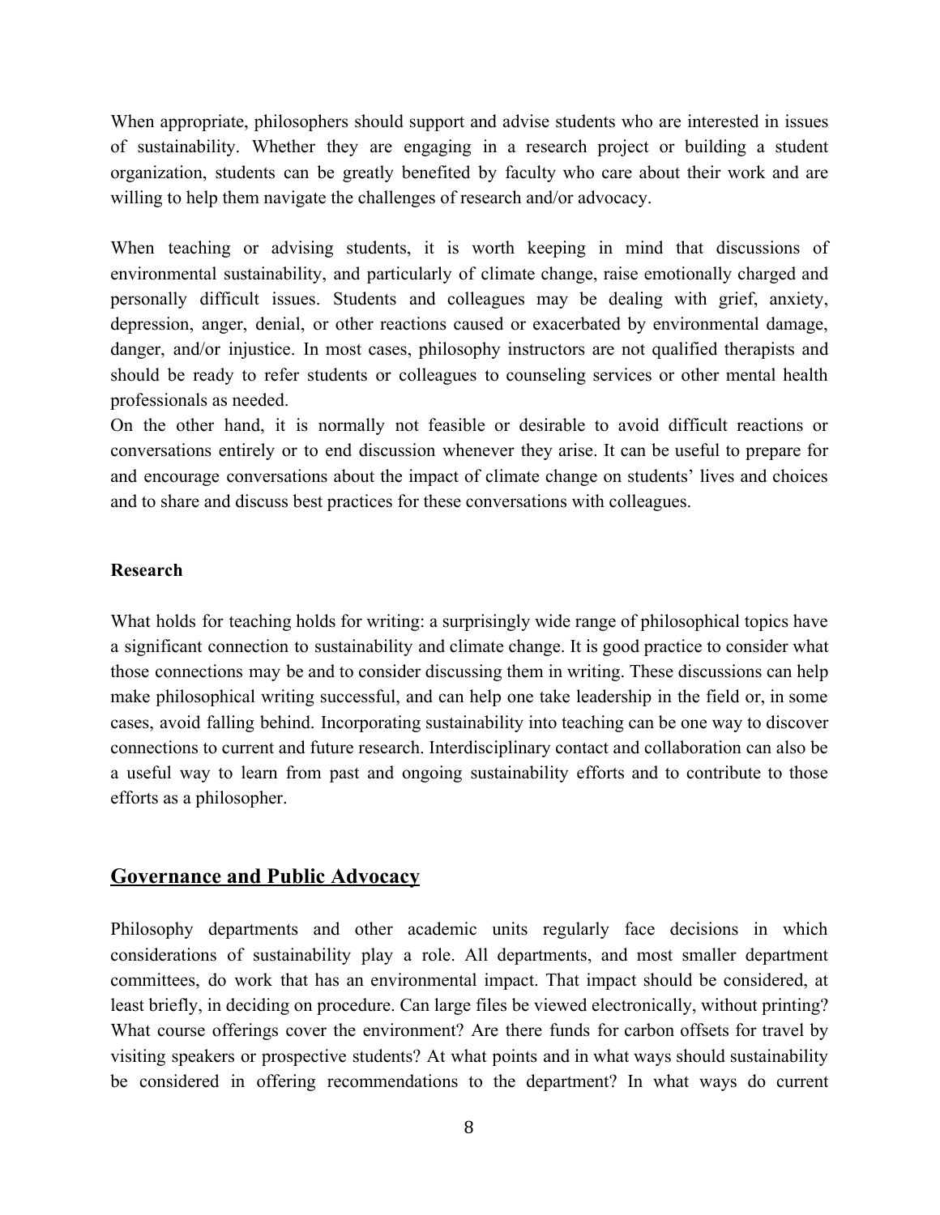When appropriate, philosophers should support and advise students who are interested in issues of sustainability. Whether they are engaging in a research project or building a student organization, students can be greatly benefited by faculty who care about their work and are willing to help them navigate the challenges of research and/or advocacy.

When teaching or advising students, it is worth keeping in mind that discussions of environmental sustainability, and particularly of climate change, raise emotionally charged and personally difficult issues. Students and colleagues may be dealing with grief, anxiety, depression, anger, denial, or other reactions caused or exacerbated by environmental damage, danger, and/or injustice. In most cases, philosophy instructors are not qualified therapists and should be ready to refer students or colleagues to counseling services or other mental health professionals as needed.

On the other hand, it is normally not feasible or desirable to avoid difficult reactions or conversations entirely or to end discussion whenever they arise. It can be useful to prepare for and encourage conversations about the impact of climate change on students' lives and choices and to share and discuss best practices for these conversations with colleagues.

**Research**

What holds for teaching holds for writing: a surprisingly wide range of philosophical topics have a significant connection to sustainability and climate change. It is good practice to consider what those connections may be and to consider discussing them in writing. These discussions can help make philosophical writing successful, and can help one take leadership in the field or, in some cases, avoid falling behind. Incorporating sustainability into teaching can be one way to discover connections to current and future research. Interdisciplinary contact and collaboration can also be a useful way to learn from past and ongoing sustainability efforts and to contribute to those efforts as a philosopher.

## Governance and Public Advocacy

Philosophy departments and other academic units regularly face decisions in which considerations of sustainability play a role. All departments, and most smaller department committees, do work that has an environmental impact. That impact should be considered, at least briefly, in deciding on procedure. Can large files be viewed electronically, without printing? What course offerings cover the environment? Are there funds for carbon offsets for travel by visiting speakers or prospective students? At what points and in what ways should sustainability be considered in offering recommendations to the department? In what ways do current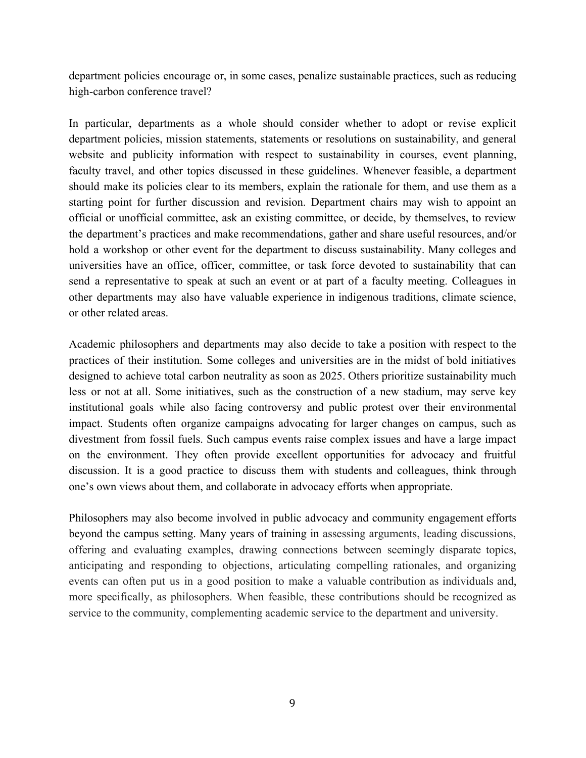department policies encourage or, in some cases, penalize sustainable practices, such as reducing high-carbon conference travel?

In particular, departments as a whole should consider whether to adopt or revise explicit department policies, mission statements, statements or resolutions on sustainability, and general website and publicity information with respect to sustainability in courses, event planning, faculty travel, and other topics discussed in these guidelines. Whenever feasible, a department should make its policies clear to its members, explain the rationale for them, and use them as a starting point for further discussion and revision. Department chairs may wish to appoint an official or unofficial committee, ask an existing committee, or decide, by themselves, to review the department's practices and make recommendations, gather and share useful resources, and/or hold a workshop or other event for the department to discuss sustainability. Many colleges and universities have an office, officer, committee, or task force devoted to sustainability that can send a representative to speak at such an event or at part of a faculty meeting. Colleagues in other departments may also have valuable experience in indigenous traditions, climate science, or other related areas.

Academic philosophers and departments may also decide to take a position with respect to the practices of their institution. Some colleges and universities are in the midst of bold initiatives designed to achieve total carbon neutrality as soon as 2025. Others prioritize sustainability much less or not at all. Some initiatives, such as the construction of a new stadium, may serve key institutional goals while also facing controversy and public protest over their environmental impact. Students often organize campaigns advocating for larger changes on campus, such as divestment from fossil fuels. Such campus events raise complex issues and have a large impact on the environment. They often provide excellent opportunities for advocacy and fruitful discussion. It is a good practice to discuss them with students and colleagues, think through one's own views about them, and collaborate in advocacy efforts when appropriate.

Philosophers may also become involved in public advocacy and community engagement efforts beyond the campus setting. Many years of training in assessing arguments, leading discussions, offering and evaluating examples, drawing connections between seemingly disparate topics, anticipating and responding to objections, articulating compelling rationales, and organizing events can often put us in a good position to make a valuable contribution as individuals and, more specifically, as philosophers. When feasible, these contributions should be recognized as service to the community, complementing academic service to the department and university.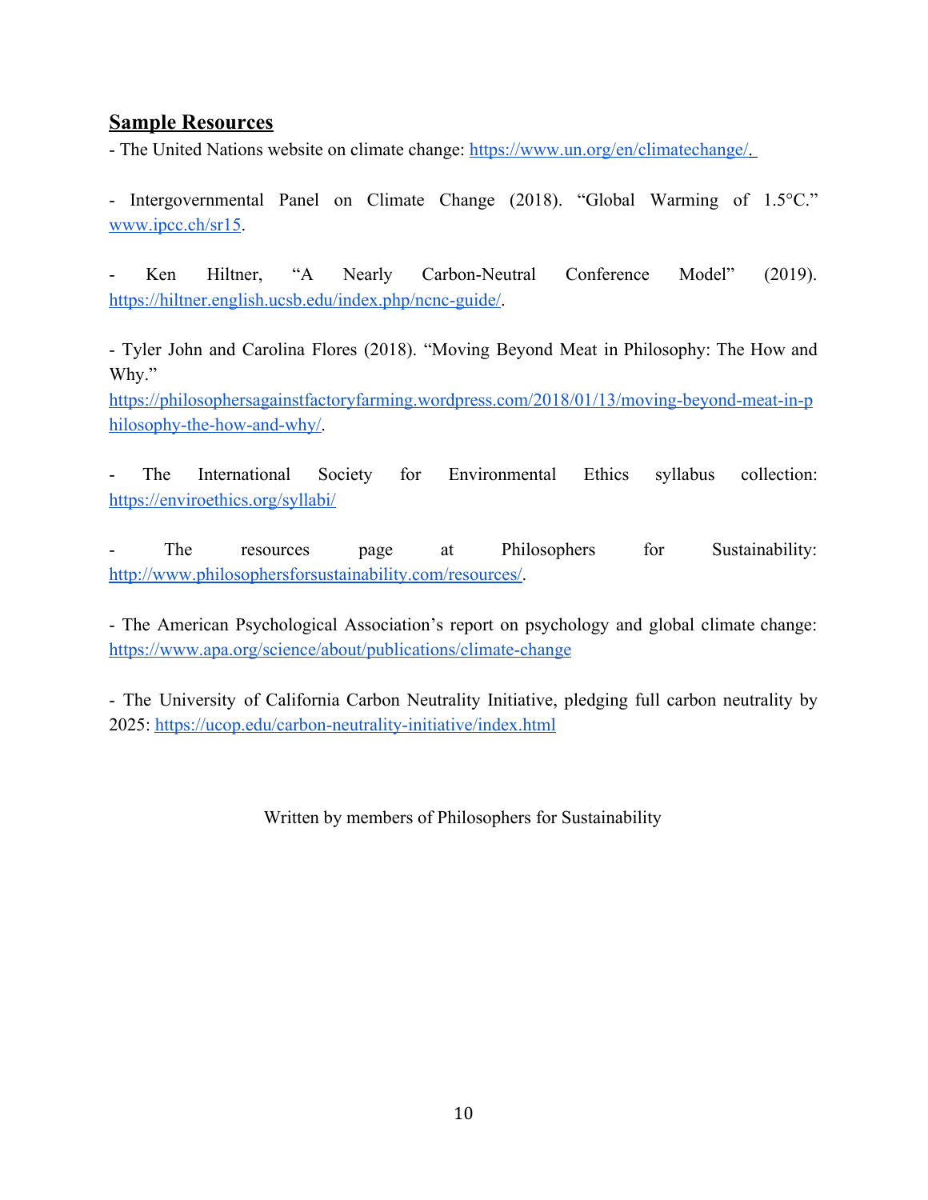## **Sample Resources**

- The United Nations website on climate change: https://www.un.org/en/climatechange/.

- Intergovernmental Panel on Climate Change (2018). "Global Warming of 1.5°C." www.ipcc.ch/sr15.

- Ken Hiltner, "A Nearly Carbon-Neutral Conference Model" (2019). https://hiltner.english.ucsb.edu/index.php/ncnc-guide/.

- Tyler John and Carolina Flores (2018). "Moving Beyond Meat in Philosophy: The How and Why." https://philosophersagainstfactoryfarming.wordpress.com/2018/01/13/moving-beyond-meat-in-philosophy-the-how-and-why/.

- The International Society for Environmental Ethics syllabus collection: https://enviroethics.org/syllabi/

- The resources page at Philosophers for Sustainability: http://www.philosophersforsustainability.com/resources/.

- The American Psychological Association's report on psychology and global climate change: https://www.apa.org/science/about/publications/climate-change

- The University of California Carbon Neutrality Initiative, pledging full carbon neutrality by 2025: https://ucop.edu/carbon-neutrality-initiative/index.html

Written by members of Philosophers for Sustainability